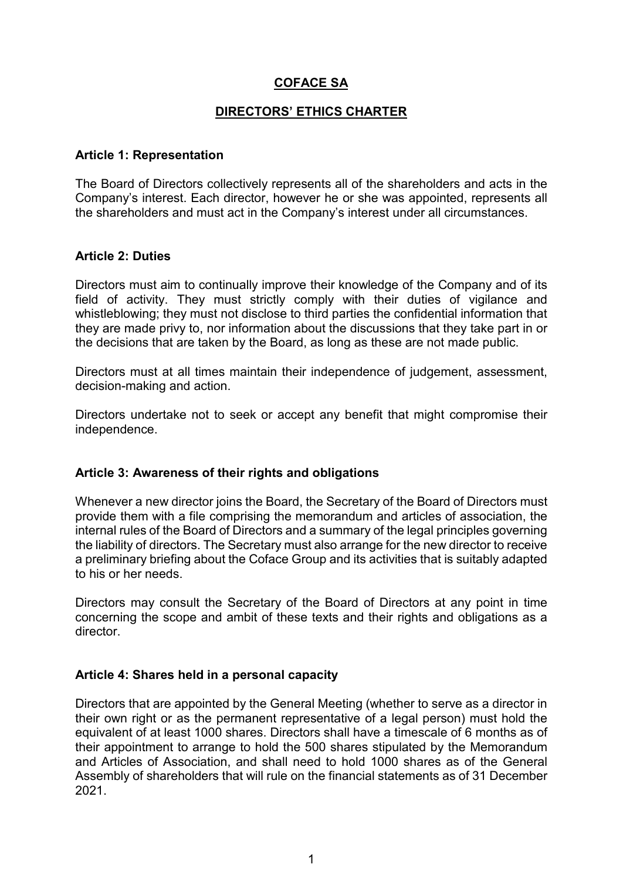# COFACE SA

## DIRECTORS' ETHICS CHARTER

### Article 1: Representation

The Board of Directors collectively represents all of the shareholders and acts in the Company's interest. Each director, however he or she was appointed, represents all the shareholders and must act in the Company's interest under all circumstances.

### Article 2: Duties

Directors must aim to continually improve their knowledge of the Company and of its field of activity. They must strictly comply with their duties of vigilance and whistleblowing; they must not disclose to third parties the confidential information that they are made privy to, nor information about the discussions that they take part in or the decisions that are taken by the Board, as long as these are not made public.

Directors must at all times maintain their independence of judgement, assessment, decision-making and action.

Directors undertake not to seek or accept any benefit that might compromise their independence.

### Article 3: Awareness of their rights and obligations

Whenever a new director joins the Board, the Secretary of the Board of Directors must provide them with a file comprising the memorandum and articles of association, the internal rules of the Board of Directors and a summary of the legal principles governing the liability of directors. The Secretary must also arrange for the new director to receive a preliminary briefing about the Coface Group and its activities that is suitably adapted to his or her needs.

Directors may consult the Secretary of the Board of Directors at any point in time concerning the scope and ambit of these texts and their rights and obligations as a director.

### Article 4: Shares held in a personal capacity

Directors that are appointed by the General Meeting (whether to serve as a director in their own right or as the permanent representative of a legal person) must hold the equivalent of at least 1000 shares. Directors shall have a timescale of 6 months as of their appointment to arrange to hold the 500 shares stipulated by the Memorandum and Articles of Association, and shall need to hold 1000 shares as of the General Assembly of shareholders that will rule on the financial statements as of 31 December 2021.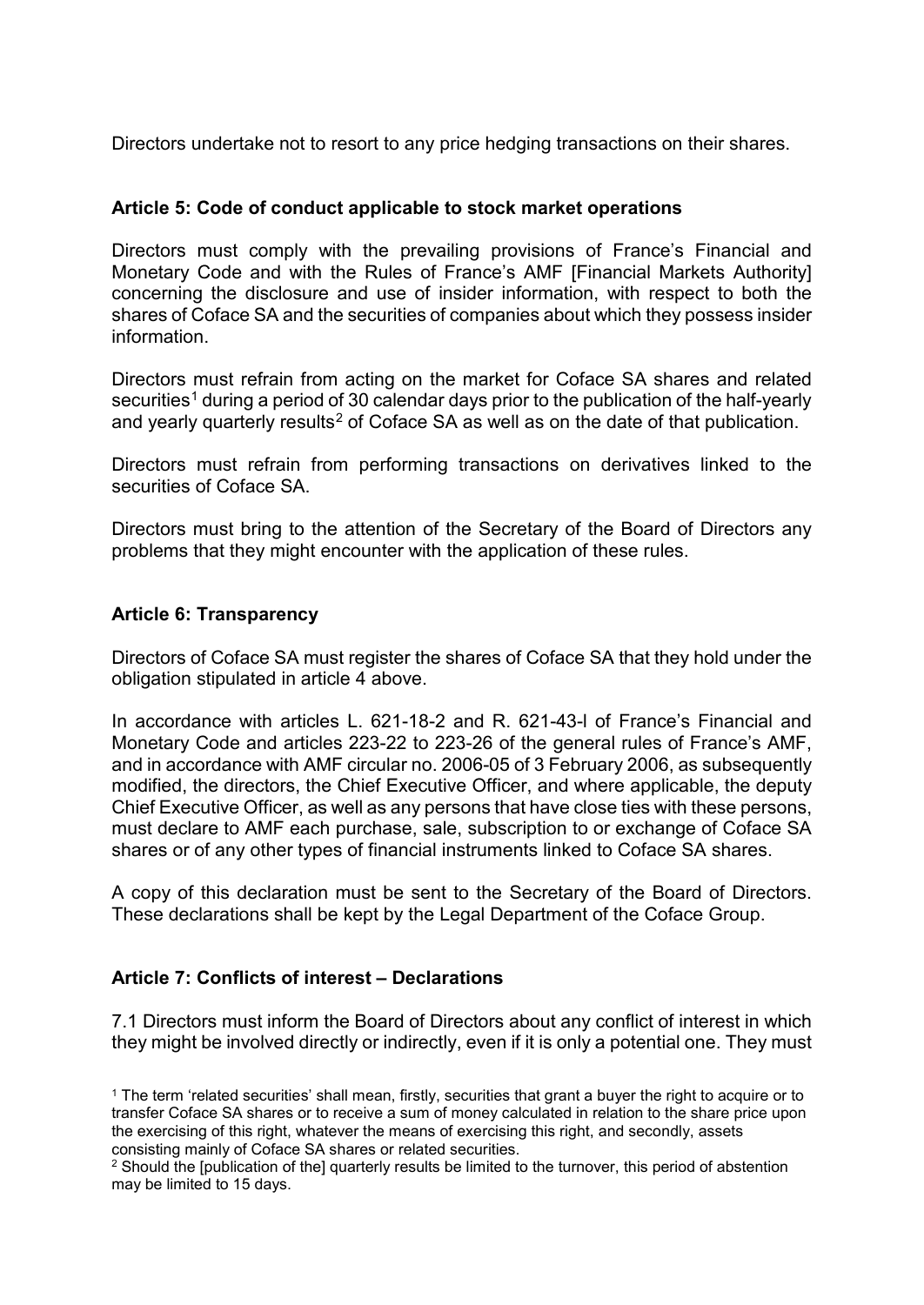Directors undertake not to resort to any price hedging transactions on their shares.

### Article 5: Code of conduct applicable to stock market operations

Directors must comply with the prevailing provisions of France's Financial and Monetary Code and with the Rules of France's AMF [Financial Markets Authority] concerning the disclosure and use of insider information, with respect to both the shares of Coface SA and the securities of companies about which they possess insider information.

Directors must refrain from acting on the market for Coface SA shares and related securities[1] during a period of 30 calendar days prior to the publication of the half-yearly and yearly quarterly results[2] of Coface SA as well as on the date of that publication.

Directors must refrain from performing transactions on derivatives linked to the securities of Coface SA.

Directors must bring to the attention of the Secretary of the Board of Directors any problems that they might encounter with the application of these rules.

### Article 6: Transparency

Directors of Coface SA must register the shares of Coface SA that they hold under the obligation stipulated in article 4 above.

In accordance with articles L. 621-18-2 and R. 621-43-I of France's Financial and Monetary Code and articles 223-22 to 223-26 of the general rules of France's AMF, and in accordance with AMF circular no. 2006-05 of 3 February 2006, as subsequently modified, the directors, the Chief Executive Officer, and where applicable, the deputy Chief Executive Officer, as well as any persons that have close ties with these persons, must declare to AMF each purchase, sale, subscription to or exchange of Coface SA shares or of any other types of financial instruments linked to Coface SA shares.

A copy of this declaration must be sent to the Secretary of the Board of Directors. These declarations shall be kept by the Legal Department of the Coface Group.

### Article 7: Conflicts of interest – Declarations

7.1 Directors must inform the Board of Directors about any conflict of interest in which they might be involved directly or indirectly, even if it is only a potential one. They must

[1] The term 'related securities' shall mean, firstly, securities that grant a buyer the right to acquire or to transfer Coface SA shares or to receive a sum of money calculated in relation to the share price upon the exercising of this right, whatever the means of exercising this right, and secondly, assets consisting mainly of Coface SA shares or related securities.

[2] Should the [publication of the] quarterly results be limited to the turnover, this period of abstention may be limited to 15 days.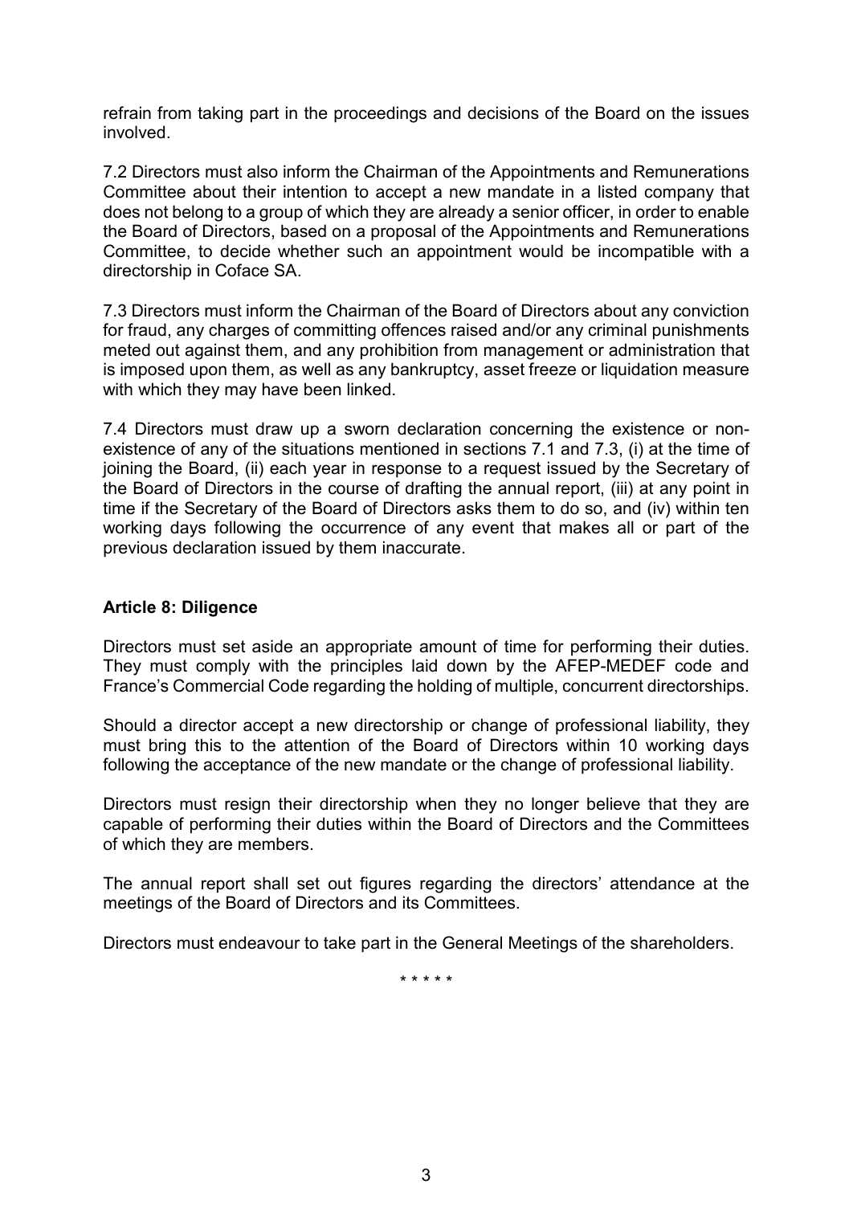refrain from taking part in the proceedings and decisions of the Board on the issues involved.

7.2 Directors must also inform the Chairman of the Appointments and Remunerations Committee about their intention to accept a new mandate in a listed company that does not belong to a group of which they are already a senior officer, in order to enable the Board of Directors, based on a proposal of the Appointments and Remunerations Committee, to decide whether such an appointment would be incompatible with a directorship in Coface SA.

7.3 Directors must inform the Chairman of the Board of Directors about any conviction for fraud, any charges of committing offences raised and/or any criminal punishments meted out against them, and any prohibition from management or administration that is imposed upon them, as well as any bankruptcy, asset freeze or liquidation measure with which they may have been linked.

7.4 Directors must draw up a sworn declaration concerning the existence or non-existence of any of the situations mentioned in sections 7.1 and 7.3, (i) at the time of joining the Board, (ii) each year in response to a request issued by the Secretary of the Board of Directors in the course of drafting the annual report, (iii) at any point in time if the Secretary of the Board of Directors asks them to do so, and (iv) within ten working days following the occurrence of any event that makes all or part of the previous declaration issued by them inaccurate.

**Article 8: Diligence**

Directors must set aside an appropriate amount of time for performing their duties. They must comply with the principles laid down by the AFEP-MEDEF code and France's Commercial Code regarding the holding of multiple, concurrent directorships.

Should a director accept a new directorship or change of professional liability, they must bring this to the attention of the Board of Directors within 10 working days following the acceptance of the new mandate or the change of professional liability.

Directors must resign their directorship when they no longer believe that they are capable of performing their duties within the Board of Directors and the Committees of which they are members.

The annual report shall set out figures regarding the directors' attendance at the meetings of the Board of Directors and its Committees.

Directors must endeavour to take part in the General Meetings of the shareholders.

\* \* \* \* \*